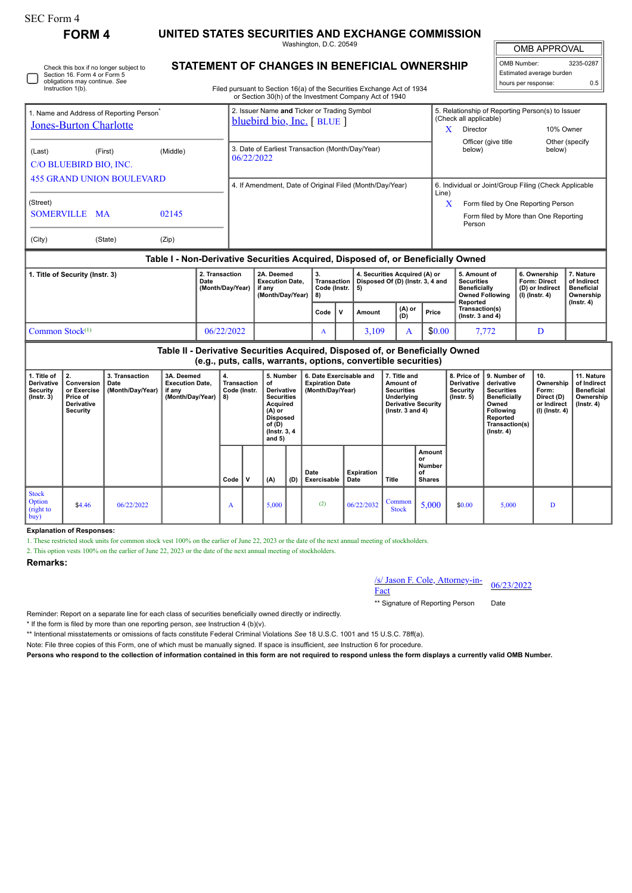SEC Form 4

# FORM 4

## UNITED STATES SECURITIES AND EXCHANGE COMMISSION

Washington, D.C. 20549

## STATEMENT OF CHANGES IN BENEFICIAL OWNERSHIP

Filed pursuant to Section 16(a) of the Securities Exchange Act of 1934 or Section 30(h) of the Investment Company Act of 1940

☐ Check this box if no longer subject to Section 16. Form 4 or Form 5 obligations may continue. *See* Instruction 1(b).

| OMB APPROVAL | |
|---|---|
| OMB Number: | 3235-0287 |
| Estimated average burden | |
| hours per response: | 0.5 |

1. Name and Address of Reporting Person*
Jones-Burton Charlotte

(Last) (First) (Middle)
C/O BLUEBIRD BIO, INC.
455 GRAND UNION BOULEVARD

(Street)
SOMERVILLE MA 02145

(City) (State) (Zip)

2. Issuer Name **and** Ticker or Trading Symbol
bluebird bio, Inc. [ BLUE ]

3. Date of Earliest Transaction (Month/Day/Year)
06/22/2022

4. If Amendment, Date of Original Filed (Month/Day/Year)

5. Relationship of Reporting Person(s) to Issuer (Check all applicable)
X Director
10% Owner
Officer (give title below)
Other (specify below)

6. Individual or Joint/Group Filing (Check Applicable Line)
X Form filed by One Reporting Person
Form filed by More than One Reporting Person

### Table I - Non-Derivative Securities Acquired, Disposed of, or Beneficially Owned

| 1. Title of Security (Instr. 3) | 2. Transaction Date (Month/Day/Year) | 2A. Deemed Execution Date, if any (Month/Day/Year) | 3. Transaction Code (Instr. 8) | | 4. Securities Acquired (A) or Disposed Of (D) (Instr. 3, 4 and 5) | | | 5. Amount of Securities Beneficially Owned Following Reported Transaction(s) (Instr. 3 and 4) | 6. Ownership Form: Direct (D) or Indirect (I) (Instr. 4) | 7. Nature of Indirect Beneficial Ownership (Instr. 4) |
|---|---|---|---|---|---|---|---|---|---|---|
| | | | Code | V | Amount | (A) or (D) | Price | | | |
| Common Stock[1] | 06/22/2022 | | A | | 3,109 | A | $0.00 | 7,772 | D | |

### Table II - Derivative Securities Acquired, Disposed of, or Beneficially Owned (e.g., puts, calls, warrants, options, convertible securities)

| 1. Title of Derivative Security (Instr. 3) | 2. Conversion or Exercise Price of Derivative Security | 3. Transaction Date (Month/Day/Year) | 3A. Deemed Execution Date, if any (Month/Day/Year) | 4. Transaction Code (Instr. 8) | | 5. Number of Derivative Securities Acquired (A) or Disposed of (D) (Instr. 3, 4 and 5) | | 6. Date Exercisable and Expiration Date (Month/Day/Year) | | 7. Title and Amount of Securities Underlying Derivative Security (Instr. 3 and 4) | | 8. Price of Derivative Security (Instr. 5) | 9. Number of derivative Securities Beneficially Owned Following Reported Transaction(s) (Instr. 4) | 10. Ownership Form: Direct (D) or Indirect (I) (Instr. 4) | 11. Nature of Indirect Beneficial Ownership (Instr. 4) |
|---|---|---|---|---|---|---|---|---|---|---|---|---|---|---|---|
| | | | | Code | V | (A) | (D) | Date Exercisable | Expiration Date | Title | Amount or Number of Shares | | | | |
| Stock Option (right to buy) | $4.46 | 06/22/2022 | | A | | 5,000 | | (2) | 06/22/2032 | Common Stock | 5,000 | $0.00 | 5,000 | D | |

**Explanation of Responses:**

1. These restricted stock units for common stock vest 100% on the earlier of June 22, 2023 or the date of the next annual meeting of stockholders.
2. This option vests 100% on the earlier of June 22, 2023 or the date of the next annual meeting of stockholders.

**Remarks:**

/s/ Jason F. Cole, Attorney-in-Fact 06/23/2022

** Signature of Reporting Person Date

Reminder: Report on a separate line for each class of securities beneficially owned directly or indirectly.

* If the form is filed by more than one reporting person, *see* Instruction 4 (b)(v).

** Intentional misstatements or omissions of facts constitute Federal Criminal Violations *See* 18 U.S.C. 1001 and 15 U.S.C. 78ff(a).

Note: File three copies of this Form, one of which must be manually signed. If space is insufficient, *see* Instruction 6 for procedure.

**Persons who respond to the collection of information contained in this form are not required to respond unless the form displays a currently valid OMB Number.**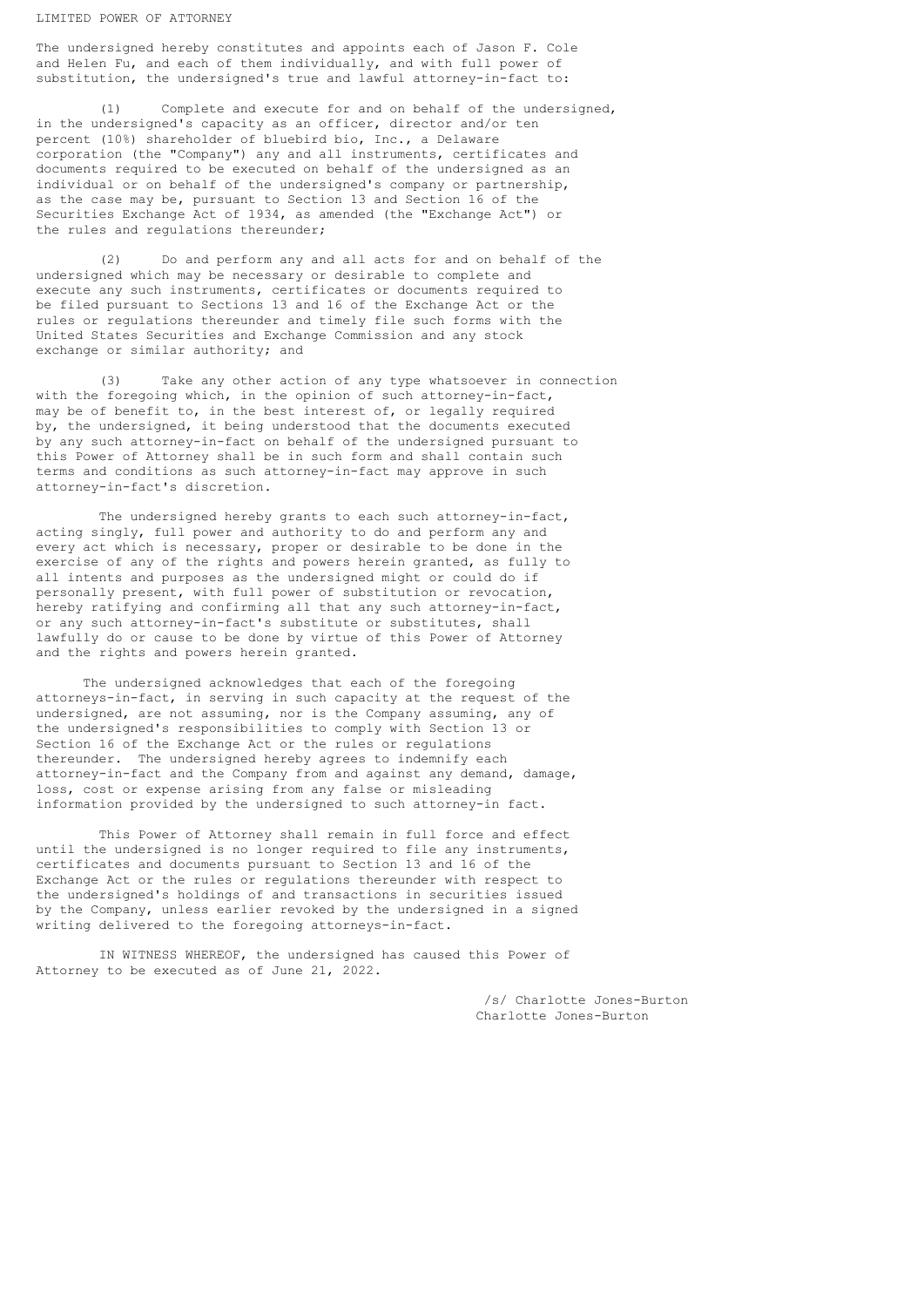LIMITED POWER OF ATTORNEY

The undersigned hereby constitutes and appoints each of Jason F. Cole and Helen Fu, and each of them individually, and with full power of substitution, the undersigned's true and lawful attorney-in-fact to:

(1) Complete and execute for and on behalf of the undersigned, in the undersigned's capacity as an officer, director and/or ten percent (10%) shareholder of bluebird bio, Inc., a Delaware corporation (the "Company") any and all instruments, certificates and documents required to be executed on behalf of the undersigned as an individual or on behalf of the undersigned's company or partnership, as the case may be, pursuant to Section 13 and Section 16 of the Securities Exchange Act of 1934, as amended (the "Exchange Act") or the rules and regulations thereunder;

(2) Do and perform any and all acts for and on behalf of the undersigned which may be necessary or desirable to complete and execute any such instruments, certificates or documents required to be filed pursuant to Sections 13 and 16 of the Exchange Act or the rules or regulations thereunder and timely file such forms with the United States Securities and Exchange Commission and any stock exchange or similar authority; and

(3) Take any other action of any type whatsoever in connection with the foregoing which, in the opinion of such attorney-in-fact, may be of benefit to, in the best interest of, or legally required by, the undersigned, it being understood that the documents executed by any such attorney-in-fact on behalf of the undersigned pursuant to this Power of Attorney shall be in such form and shall contain such terms and conditions as such attorney-in-fact may approve in such attorney-in-fact's discretion.

The undersigned hereby grants to each such attorney-in-fact, acting singly, full power and authority to do and perform any and every act which is necessary, proper or desirable to be done in the exercise of any of the rights and powers herein granted, as fully to all intents and purposes as the undersigned might or could do if personally present, with full power of substitution or revocation, hereby ratifying and confirming all that any such attorney-in-fact, or any such attorney-in-fact's substitute or substitutes, shall lawfully do or cause to be done by virtue of this Power of Attorney and the rights and powers herein granted.

The undersigned acknowledges that each of the foregoing attorneys-in-fact, in serving in such capacity at the request of the undersigned, are not assuming, nor is the Company assuming, any of the undersigned's responsibilities to comply with Section 13 or Section 16 of the Exchange Act or the rules or regulations thereunder. The undersigned hereby agrees to indemnify each attorney-in-fact and the Company from and against any demand, damage, loss, cost or expense arising from any false or misleading information provided by the undersigned to such attorney-in fact.

This Power of Attorney shall remain in full force and effect until the undersigned is no longer required to file any instruments, certificates and documents pursuant to Section 13 and 16 of the Exchange Act or the rules or regulations thereunder with respect to the undersigned's holdings of and transactions in securities issued by the Company, unless earlier revoked by the undersigned in a signed writing delivered to the foregoing attorneys-in-fact.

IN WITNESS WHEREOF, the undersigned has caused this Power of Attorney to be executed as of June 21, 2022.

/s/ Charlotte Jones-Burton
Charlotte Jones-Burton